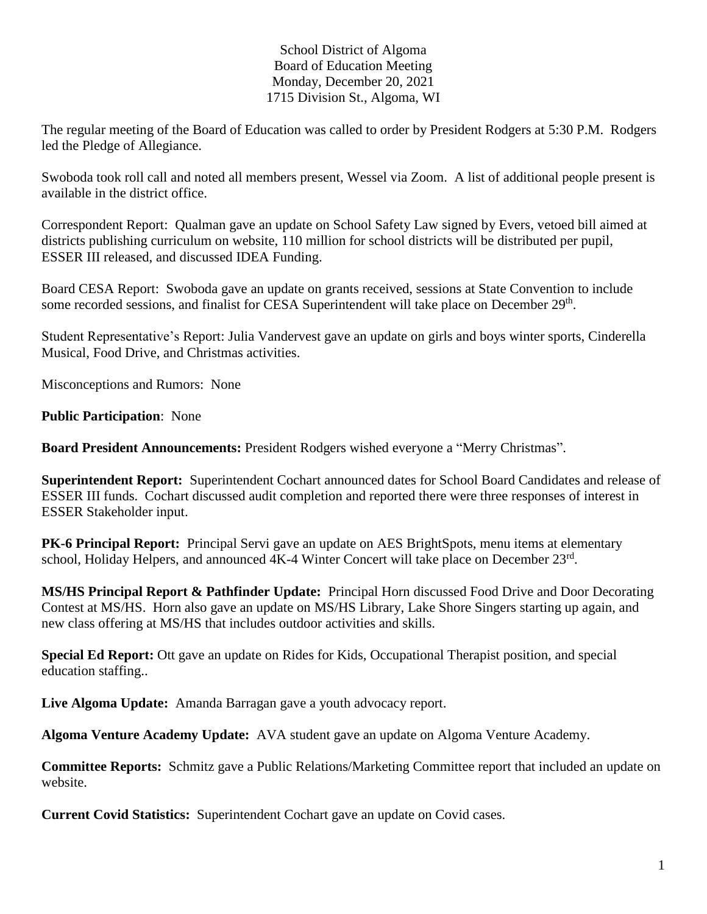School District of Algoma
Board of Education Meeting
Monday, December 20, 2021
1715 Division St., Algoma, WI

The regular meeting of the Board of Education was called to order by President Rodgers at 5:30 P.M. Rodgers led the Pledge of Allegiance.

Swoboda took roll call and noted all members present, Wessel via Zoom. A list of additional people present is available in the district office.

Correspondent Report: Qualman gave an update on School Safety Law signed by Evers, vetoed bill aimed at districts publishing curriculum on website, 110 million for school districts will be distributed per pupil, ESSER III released, and discussed IDEA Funding.

Board CESA Report: Swoboda gave an update on grants received, sessions at State Convention to include some recorded sessions, and finalist for CESA Superintendent will take place on December 29th.

Student Representative's Report: Julia Vandervest gave an update on girls and boys winter sports, Cinderella Musical, Food Drive, and Christmas activities.

Misconceptions and Rumors: None

**Public Participation**: None

**Board President Announcements:** President Rodgers wished everyone a "Merry Christmas".

**Superintendent Report:** Superintendent Cochart announced dates for School Board Candidates and release of ESSER III funds. Cochart discussed audit completion and reported there were three responses of interest in ESSER Stakeholder input.

**PK-6 Principal Report:** Principal Servi gave an update on AES BrightSpots, menu items at elementary school, Holiday Helpers, and announced 4K-4 Winter Concert will take place on December 23rd.

**MS/HS Principal Report & Pathfinder Update:** Principal Horn discussed Food Drive and Door Decorating Contest at MS/HS. Horn also gave an update on MS/HS Library, Lake Shore Singers starting up again, and new class offering at MS/HS that includes outdoor activities and skills.

**Special Ed Report:** Ott gave an update on Rides for Kids, Occupational Therapist position, and special education staffing..

**Live Algoma Update:** Amanda Barragan gave a youth advocacy report.

**Algoma Venture Academy Update:** AVA student gave an update on Algoma Venture Academy.

**Committee Reports:** Schmitz gave a Public Relations/Marketing Committee report that included an update on website.

**Current Covid Statistics:** Superintendent Cochart gave an update on Covid cases.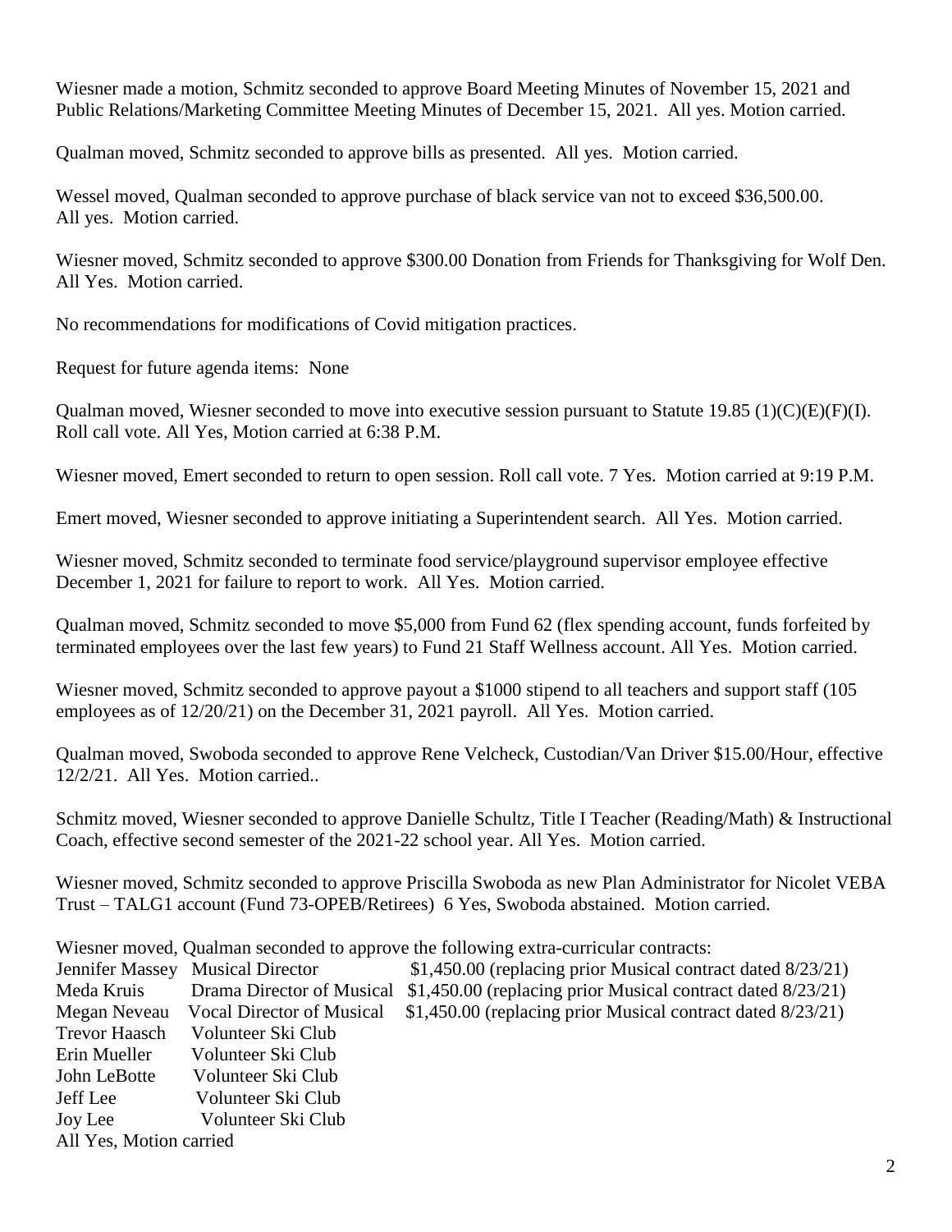Wiesner made a motion, Schmitz seconded to approve Board Meeting Minutes of November 15, 2021 and Public Relations/Marketing Committee Meeting Minutes of December 15, 2021. All yes. Motion carried.

Qualman moved, Schmitz seconded to approve bills as presented. All yes. Motion carried.

Wessel moved, Qualman seconded to approve purchase of black service van not to exceed $36,500.00. All yes. Motion carried.

Wiesner moved, Schmitz seconded to approve $300.00 Donation from Friends for Thanksgiving for Wolf Den. All Yes. Motion carried.

No recommendations for modifications of Covid mitigation practices.

Request for future agenda items: None

Qualman moved, Wiesner seconded to move into executive session pursuant to Statute 19.85 (1)(C)(E)(F)(I). Roll call vote. All Yes, Motion carried at 6:38 P.M.

Wiesner moved, Emert seconded to return to open session. Roll call vote. 7 Yes. Motion carried at 9:19 P.M.

Emert moved, Wiesner seconded to approve initiating a Superintendent search. All Yes. Motion carried.

Wiesner moved, Schmitz seconded to terminate food service/playground supervisor employee effective December 1, 2021 for failure to report to work. All Yes. Motion carried.

Qualman moved, Schmitz seconded to move $5,000 from Fund 62 (flex spending account, funds forfeited by terminated employees over the last few years) to Fund 21 Staff Wellness account. All Yes. Motion carried.

Wiesner moved, Schmitz seconded to approve payout a $1000 stipend to all teachers and support staff (105 employees as of 12/20/21) on the December 31, 2021 payroll. All Yes. Motion carried.

Qualman moved, Swoboda seconded to approve Rene Velcheck, Custodian/Van Driver $15.00/Hour, effective 12/2/21. All Yes. Motion carried..

Schmitz moved, Wiesner seconded to approve Danielle Schultz, Title I Teacher (Reading/Math) & Instructional Coach, effective second semester of the 2021-22 school year. All Yes. Motion carried.

Wiesner moved, Schmitz seconded to approve Priscilla Swoboda as new Plan Administrator for Nicolet VEBA Trust – TALG1 account (Fund 73-OPEB/Retirees) 6 Yes, Swoboda abstained. Motion carried.

Wiesner moved, Qualman seconded to approve the following extra-curricular contracts:

| | | |
|---|---|---|
| Jennifer Massey | Musical Director | $1,450.00 (replacing prior Musical contract dated 8/23/21) |
| Meda Kruis | Drama Director of Musical | $1,450.00 (replacing prior Musical contract dated 8/23/21) |
| Megan Neveau | Vocal Director of Musical | $1,450.00 (replacing prior Musical contract dated 8/23/21) |
| Trevor Haasch | Volunteer Ski Club | |
| Erin Mueller | Volunteer Ski Club | |
| John LeBotte | Volunteer Ski Club | |
| Jeff Lee | Volunteer Ski Club | |
| Joy Lee | Volunteer Ski Club | |

All Yes, Motion carried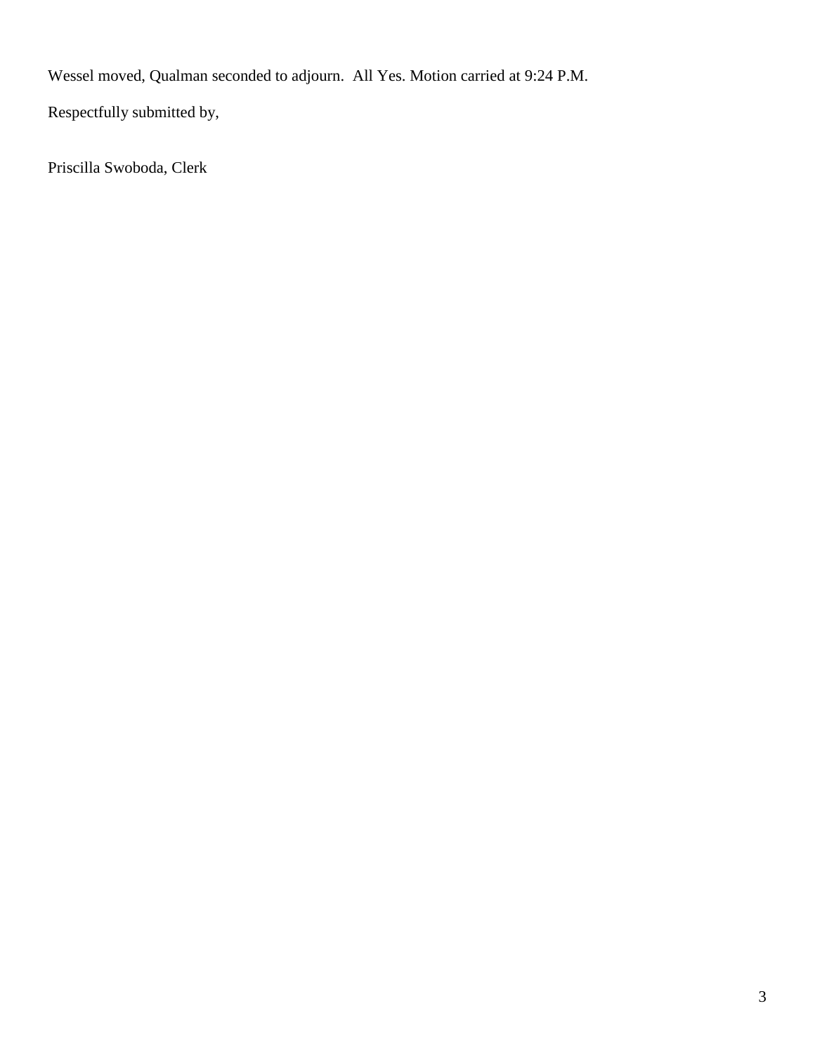Wessel moved, Qualman seconded to adjourn.  All Yes. Motion carried at 9:24 P.M.

Respectfully submitted by,

Priscilla Swoboda, Clerk